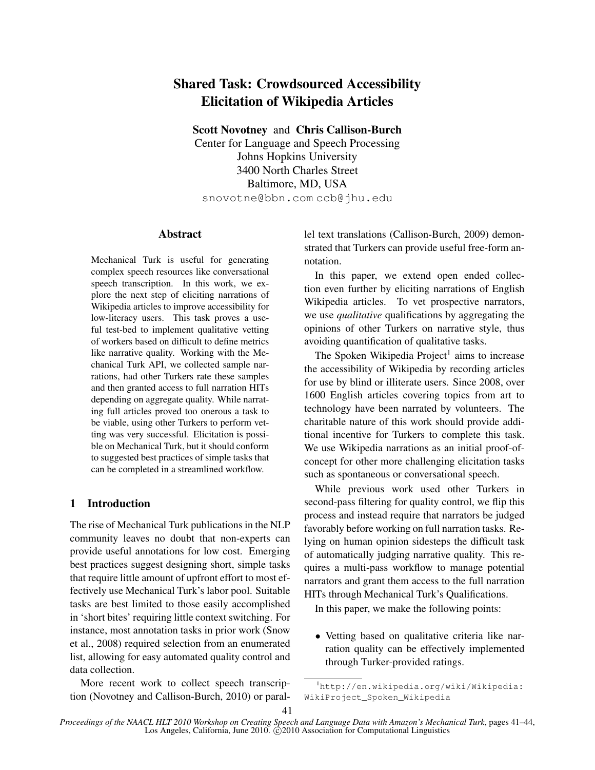# Shared Task: Crowdsourced Accessibility Elicitation of Wikipedia Articles

**Scott Novotney** and **Chris Callison-Burch**
Center for Language and Speech Processing
Johns Hopkins University
3400 North Charles Street
Baltimore, MD, USA
snovotne@bbn.com ccb@jhu.edu

## Abstract

Mechanical Turk is useful for generating complex speech resources like conversational speech transcription. In this work, we explore the next step of eliciting narrations of Wikipedia articles to improve accessibility for low-literacy users. This task proves a useful test-bed to implement qualitative vetting of workers based on difficult to define metrics like narrative quality. Working with the Mechanical Turk API, we collected sample narrations, had other Turkers rate these samples and then granted access to full narration HITs depending on aggregate quality. While narrating full articles proved too onerous a task to be viable, using other Turkers to perform vetting was very successful. Elicitation is possible on Mechanical Turk, but it should conform to suggested best practices of simple tasks that can be completed in a streamlined workflow.

## 1 Introduction

The rise of Mechanical Turk publications in the NLP community leaves no doubt that non-experts can provide useful annotations for low cost. Emerging best practices suggest designing short, simple tasks that require little amount of upfront effort to most effectively use Mechanical Turk's labor pool. Suitable tasks are best limited to those easily accomplished in 'short bites' requiring little context switching. For instance, most annotation tasks in prior work (Snow et al., 2008) required selection from an enumerated list, allowing for easy automated quality control and data collection.

More recent work to collect speech transcription (Novotney and Callison-Burch, 2010) or parallel text translations (Callison-Burch, 2009) demonstrated that Turkers can provide useful free-form annotation.

In this paper, we extend open ended collection even further by eliciting narrations of English Wikipedia articles. To vet prospective narrators, we use *qualitative* qualifications by aggregating the opinions of other Turkers on narrative style, thus avoiding quantification of qualitative tasks.

The Spoken Wikipedia Project[1] aims to increase the accessibility of Wikipedia by recording articles for use by blind or illiterate users. Since 2008, over 1600 English articles covering topics from art to technology have been narrated by volunteers. The charitable nature of this work should provide additional incentive for Turkers to complete this task. We use Wikipedia narrations as an initial proof-of-concept for other more challenging elicitation tasks such as spontaneous or conversational speech.

While previous work used other Turkers in second-pass filtering for quality control, we flip this process and instead require that narrators be judged favorably before working on full narration tasks. Relying on human opinion sidesteps the difficult task of automatically judging narrative quality. This requires a multi-pass workflow to manage potential narrators and grant them access to the full narration HITs through Mechanical Turk's Qualifications.

In this paper, we make the following points:

- Vetting based on qualitative criteria like narration quality can be effectively implemented through Turker-provided ratings.

[1] http://en.wikipedia.org/wiki/Wikipedia:WikiProject_Spoken_Wikipedia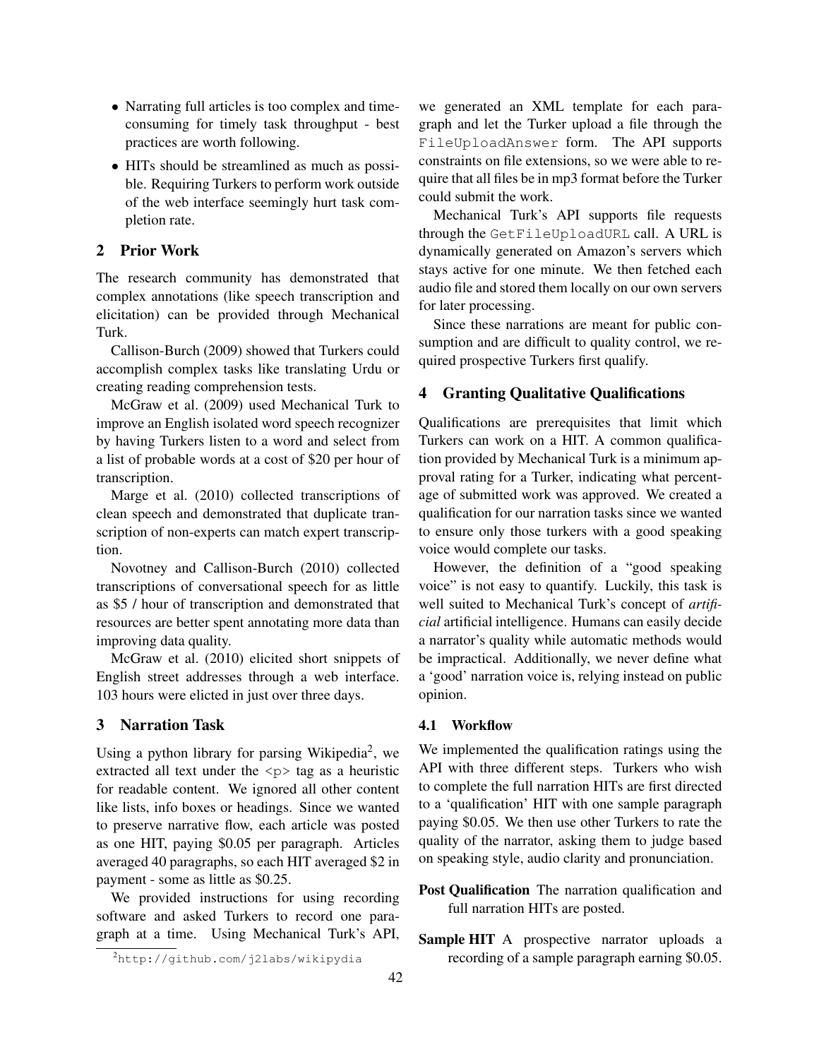- Narrating full articles is too complex and time-consuming for timely task throughput - best practices are worth following.
- HITs should be streamlined as much as possible. Requiring Turkers to perform work outside of the web interface seemingly hurt task completion rate.

## 2 Prior Work

The research community has demonstrated that complex annotations (like speech transcription and elicitation) can be provided through Mechanical Turk.

Callison-Burch (2009) showed that Turkers could accomplish complex tasks like translating Urdu or creating reading comprehension tests.

McGraw et al. (2009) used Mechanical Turk to improve an English isolated word speech recognizer by having Turkers listen to a word and select from a list of probable words at a cost of $20 per hour of transcription.

Marge et al. (2010) collected transcriptions of clean speech and demonstrated that duplicate transcription of non-experts can match expert transcription.

Novotney and Callison-Burch (2010) collected transcriptions of conversational speech for as little as $5 / hour of transcription and demonstrated that resources are better spent annotating more data than improving data quality.

McGraw et al. (2010) elicited short snippets of English street addresses through a web interface. 103 hours were elicted in just over three days.

## 3 Narration Task

Using a python library for parsing Wikipedia[2], we extracted all text under the `<p>` tag as a heuristic for readable content. We ignored all other content like lists, info boxes or headings. Since we wanted to preserve narrative flow, each article was posted as one HIT, paying $0.05 per paragraph. Articles averaged 40 paragraphs, so each HIT averaged $2 in payment - some as little as $0.25.

We provided instructions for using recording software and asked Turkers to record one paragraph at a time. Using Mechanical Turk's API, we generated an XML template for each paragraph and let the Turker upload a file through the `FileUploadAnswer` form. The API supports constraints on file extensions, so we were able to require that all files be in mp3 format before the Turker could submit the work.

Mechanical Turk's API supports file requests through the `GetFileUploadURL` call. A URL is dynamically generated on Amazon's servers which stays active for one minute. We then fetched each audio file and stored them locally on our own servers for later processing.

Since these narrations are meant for public consumption and are difficult to quality control, we required prospective Turkers first qualify.

[2] http://github.com/j2labs/wikipydia

## 4 Granting Qualitative Qualifications

Qualifications are prerequisites that limit which Turkers can work on a HIT. A common qualification provided by Mechanical Turk is a minimum approval rating for a Turker, indicating what percentage of submitted work was approved. We created a qualification for our narration tasks since we wanted to ensure only those turkers with a good speaking voice would complete our tasks.

However, the definition of a "good speaking voice" is not easy to quantify. Luckily, this task is well suited to Mechanical Turk's concept of *artificial* artificial intelligence. Humans can easily decide a narrator's quality while automatic methods would be impractical. Additionally, we never define what a 'good' narration voice is, relying instead on public opinion.

### 4.1 Workflow

We implemented the qualification ratings using the API with three different steps. Turkers who wish to complete the full narration HITs are first directed to a 'qualification' HIT with one sample paragraph paying $0.05. We then use other Turkers to rate the quality of the narrator, asking them to judge based on speaking style, audio clarity and pronunciation.

**Post Qualification** The narration qualification and full narration HITs are posted.

**Sample HIT** A prospective narrator uploads a recording of a sample paragraph earning $0.05.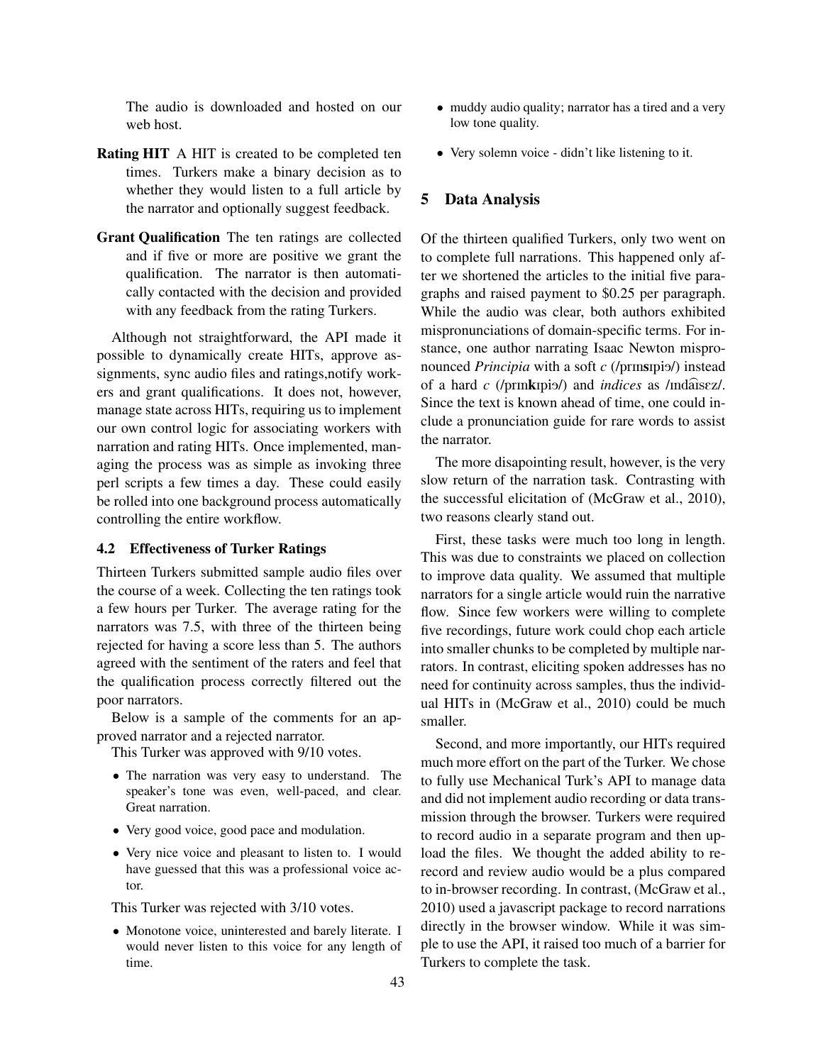The audio is downloaded and hosted on our web host.

**Rating HIT** A HIT is created to be completed ten times. Turkers make a binary decision as to whether they would listen to a full article by the narrator and optionally suggest feedback.

**Grant Qualification** The ten ratings are collected and if five or more are positive we grant the qualification. The narrator is then automatically contacted with the decision and provided with any feedback from the rating Turkers.

Although not straightforward, the API made it possible to dynamically create HITs, approve assignments, sync audio files and ratings,notify workers and grant qualifications. It does not, however, manage state across HITs, requiring us to implement our own control logic for associating workers with narration and rating HITs. Once implemented, managing the process was as simple as invoking three perl scripts a few times a day. These could easily be rolled into one background process automatically controlling the entire workflow.

### 4.2 Effectiveness of Turker Ratings

Thirteen Turkers submitted sample audio files over the course of a week. Collecting the ten ratings took a few hours per Turker. The average rating for the narrators was 7.5, with three of the thirteen being rejected for having a score less than 5. The authors agreed with the sentiment of the raters and feel that the qualification process correctly filtered out the poor narrators.

Below is a sample of the comments for an approved narrator and a rejected narrator.

This Turker was approved with 9/10 votes.

- The narration was very easy to understand. The speaker's tone was even, well-paced, and clear. Great narration.
- Very good voice, good pace and modulation.
- Very nice voice and pleasant to listen to. I would have guessed that this was a professional voice actor.

This Turker was rejected with 3/10 votes.

- Monotone voice, uninterested and barely literate. I would never listen to this voice for any length of time.
- muddy audio quality; narrator has a tired and a very low tone quality.
- Very solemn voice - didn't like listening to it.

## 5 Data Analysis

Of the thirteen qualified Turkers, only two went on to complete full narrations. This happened only after we shortened the articles to the initial five paragraphs and raised payment to $0.25 per paragraph. While the audio was clear, both authors exhibited mispronunciations of domain-specific terms. For instance, one author narrating Isaac Newton mispronounced *Principia* with a soft *c* (/prɪn**s**ɪpiə/) instead of a hard *c* (/prɪn**k**ɪpiə/) and *indices* as /ɪndaɪsɛz/. Since the text is known ahead of time, one could include a pronunciation guide for rare words to assist the narrator.

The more disapointing result, however, is the very slow return of the narration task. Contrasting with the successful elicitation of (McGraw et al., 2010), two reasons clearly stand out.

First, these tasks were much too long in length. This was due to constraints we placed on collection to improve data quality. We assumed that multiple narrators for a single article would ruin the narrative flow. Since few workers were willing to complete five recordings, future work could chop each article into smaller chunks to be completed by multiple narrators. In contrast, eliciting spoken addresses has no need for continuity across samples, thus the individual HITs in (McGraw et al., 2010) could be much smaller.

Second, and more importantly, our HITs required much more effort on the part of the Turker. We chose to fully use Mechanical Turk's API to manage data and did not implement audio recording or data transmission through the browser. Turkers were required to record audio in a separate program and then upload the files. We thought the added ability to re-record and review audio would be a plus compared to in-browser recording. In contrast, (McGraw et al., 2010) used a javascript package to record narrations directly in the browser window. While it was simple to use the API, it raised too much of a barrier for Turkers to complete the task.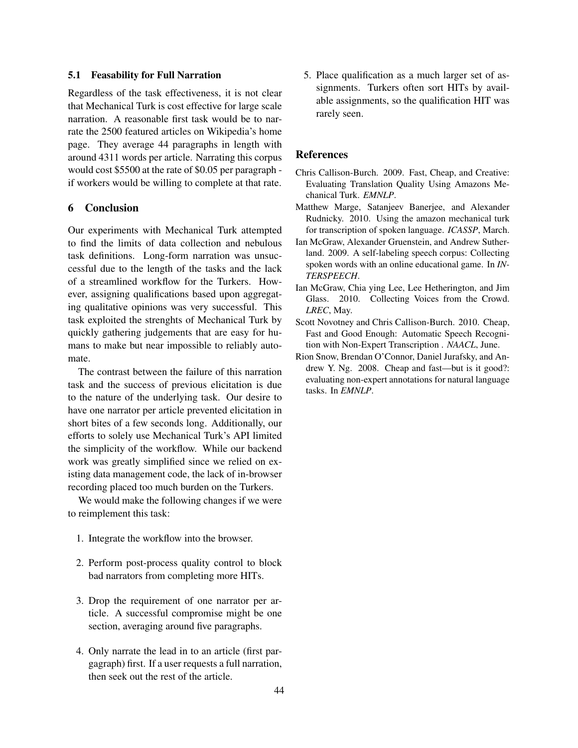### 5.1 Feasability for Full Narration

Regardless of the task effectiveness, it is not clear that Mechanical Turk is cost effective for large scale narration. A reasonable first task would be to narrate the 2500 featured articles on Wikipedia's home page. They average 44 paragraphs in length with around 4311 words per article. Narrating this corpus would cost \$5500 at the rate of \$0.05 per paragraph - if workers would be willing to complete at that rate.

## 6 Conclusion

Our experiments with Mechanical Turk attempted to find the limits of data collection and nebulous task definitions. Long-form narration was unsuccessful due to the length of the tasks and the lack of a streamlined workflow for the Turkers. However, assigning qualifications based upon aggregating qualitative opinions was very successful. This task exploited the strenghts of Mechanical Turk by quickly gathering judgements that are easy for humans to make but near impossible to reliably automate.

The contrast between the failure of this narration task and the success of previous elicitation is due to the nature of the underlying task. Our desire to have one narrator per article prevented elicitation in short bites of a few seconds long. Additionally, our efforts to solely use Mechanical Turk's API limited the simplicity of the workflow. While our backend work was greatly simplified since we relied on existing data management code, the lack of in-browser recording placed too much burden on the Turkers.

We would make the following changes if we were to reimplement this task:

1. Integrate the workflow into the browser.
2. Perform post-process quality control to block bad narrators from completing more HITs.
3. Drop the requirement of one narrator per article. A successful compromise might be one section, averaging around five paragraphs.
4. Only narrate the lead in to an article (first pargagraph) first. If a user requests a full narration, then seek out the rest of the article.
5. Place qualification as a much larger set of assignments. Turkers often sort HITs by available assignments, so the qualification HIT was rarely seen.

## References

Chris Callison-Burch. 2009. Fast, Cheap, and Creative: Evaluating Translation Quality Using Amazons Mechanical Turk. *EMNLP*.

Matthew Marge, Satanjeev Banerjee, and Alexander Rudnicky. 2010. Using the amazon mechanical turk for transcription of spoken language. *ICASSP*, March.

Ian McGraw, Alexander Gruenstein, and Andrew Sutherland. 2009. A self-labeling speech corpus: Collecting spoken words with an online educational game. In *INTERSPEECH*.

Ian McGraw, Chia ying Lee, Lee Hetherington, and Jim Glass. 2010. Collecting Voices from the Crowd. *LREC*, May.

Scott Novotney and Chris Callison-Burch. 2010. Cheap, Fast and Good Enough: Automatic Speech Recognition with Non-Expert Transcription . *NAACL*, June.

Rion Snow, Brendan O'Connor, Daniel Jurafsky, and Andrew Y. Ng. 2008. Cheap and fast—but is it good?: evaluating non-expert annotations for natural language tasks. In *EMNLP*.